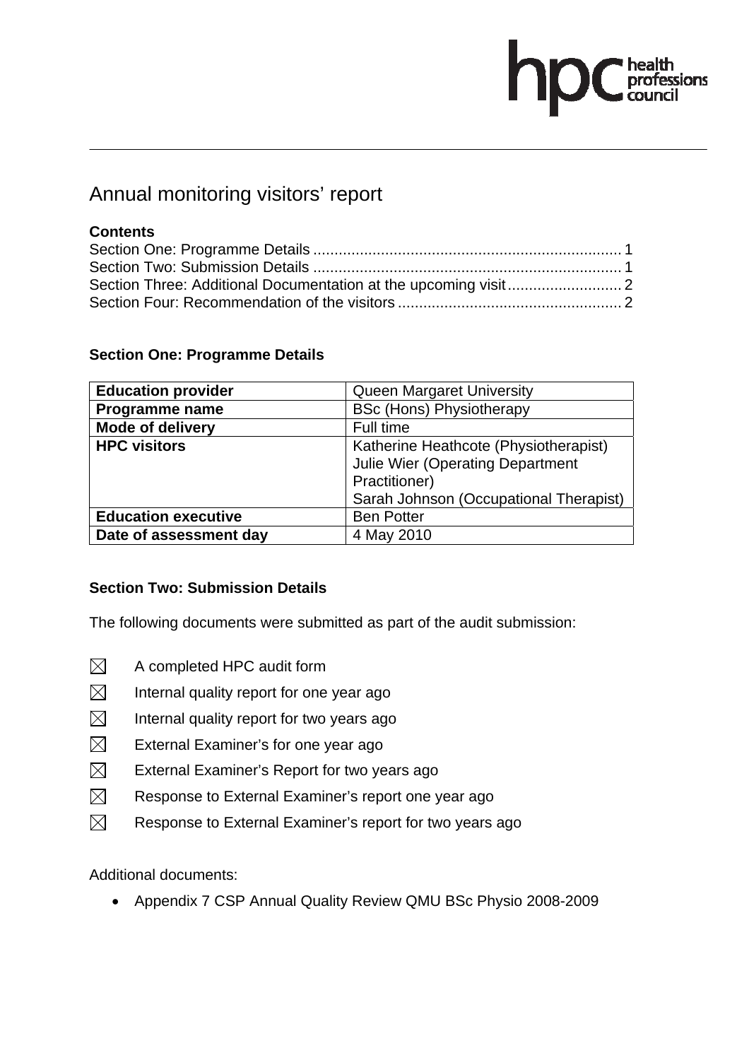# Annual monitoring visitors' report

**Contents**

Section One: Programme Details ........................................................................ 1
Section Two: Submission Details ........................................................................ 1
Section Three: Additional Documentation at the upcoming visit........................... 2
Section Four: Recommendation of the visitors ..................................................... 2

## Section One: Programme Details

| **Education provider** | Queen Margaret University |
|---|---|
| **Programme name** | BSc (Hons) Physiotherapy |
| **Mode of delivery** | Full time |
| **HPC visitors** | Katherine Heathcote (Physiotherapist)<br>Julie Wier (Operating Department Practitioner)<br>Sarah Johnson (Occupational Therapist) |
| **Education executive** | Ben Potter |
| **Date of assessment day** | 4 May 2010 |

## Section Two: Submission Details

The following documents were submitted as part of the audit submission:

- ☒ A completed HPC audit form
- ☒ Internal quality report for one year ago
- ☒ Internal quality report for two years ago
- ☒ External Examiner's for one year ago
- ☒ External Examiner's Report for two years ago
- ☒ Response to External Examiner's report one year ago
- ☒ Response to External Examiner's report for two years ago

Additional documents:

- Appendix 7 CSP Annual Quality Review QMU BSc Physio 2008-2009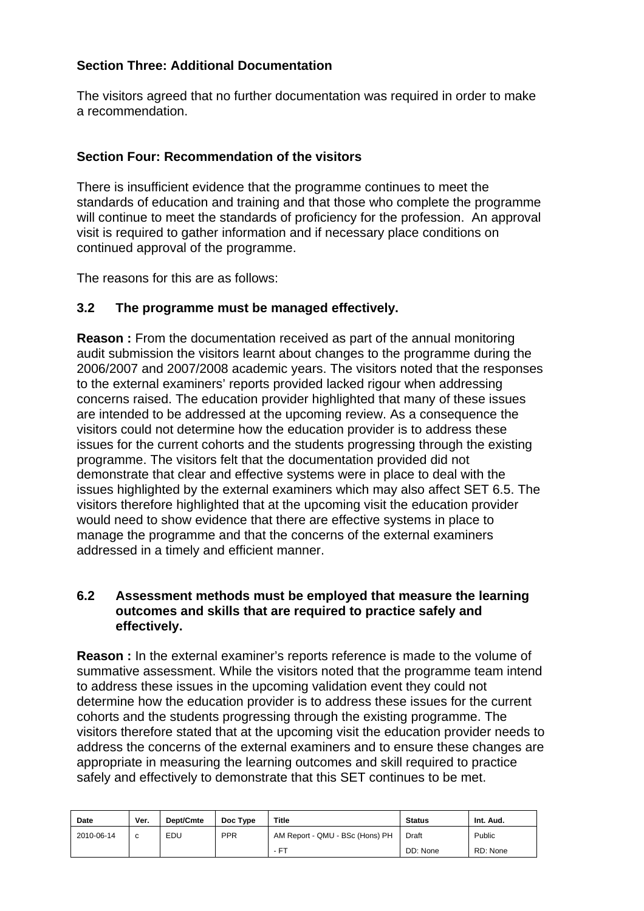## Section Three: Additional Documentation

The visitors agreed that no further documentation was required in order to make a recommendation.

## Section Four: Recommendation of the visitors

There is insufficient evidence that the programme continues to meet the standards of education and training and that those who complete the programme will continue to meet the standards of proficiency for the profession. An approval visit is required to gather information and if necessary place conditions on continued approval of the programme.

The reasons for this are as follows:

### 3.2 The programme must be managed effectively.

**Reason :** From the documentation received as part of the annual monitoring audit submission the visitors learnt about changes to the programme during the 2006/2007 and 2007/2008 academic years. The visitors noted that the responses to the external examiners' reports provided lacked rigour when addressing concerns raised. The education provider highlighted that many of these issues are intended to be addressed at the upcoming review. As a consequence the visitors could not determine how the education provider is to address these issues for the current cohorts and the students progressing through the existing programme. The visitors felt that the documentation provided did not demonstrate that clear and effective systems were in place to deal with the issues highlighted by the external examiners which may also affect SET 6.5. The visitors therefore highlighted that at the upcoming visit the education provider would need to show evidence that there are effective systems in place to manage the programme and that the concerns of the external examiners addressed in a timely and efficient manner.

### 6.2 Assessment methods must be employed that measure the learning outcomes and skills that are required to practice safely and effectively.

**Reason :** In the external examiner's reports reference is made to the volume of summative assessment. While the visitors noted that the programme team intend to address these issues in the upcoming validation event they could not determine how the education provider is to address these issues for the current cohorts and the students progressing through the existing programme. The visitors therefore stated that at the upcoming visit the education provider needs to address the concerns of the external examiners and to ensure these changes are appropriate in measuring the learning outcomes and skill required to practice safely and effectively to demonstrate that this SET continues to be met.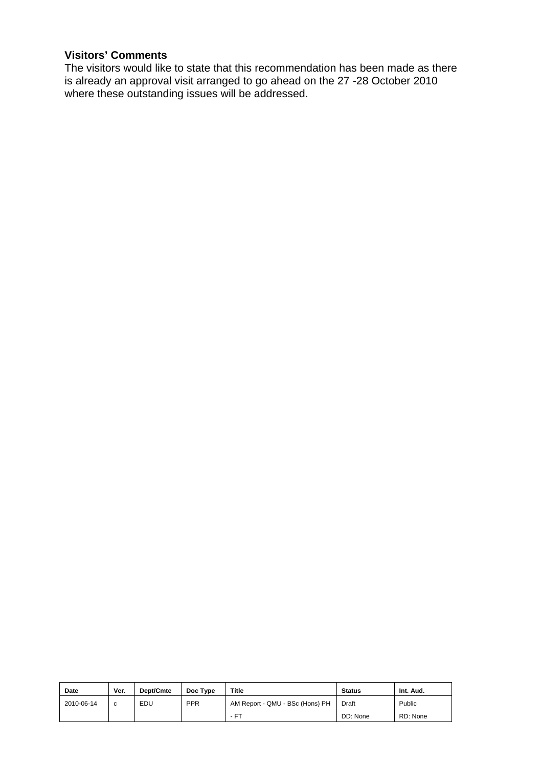**Visitors' Comments**
The visitors would like to state that this recommendation has been made as there is already an approval visit arranged to go ahead on the 27 -28 October 2010 where these outstanding issues will be addressed.